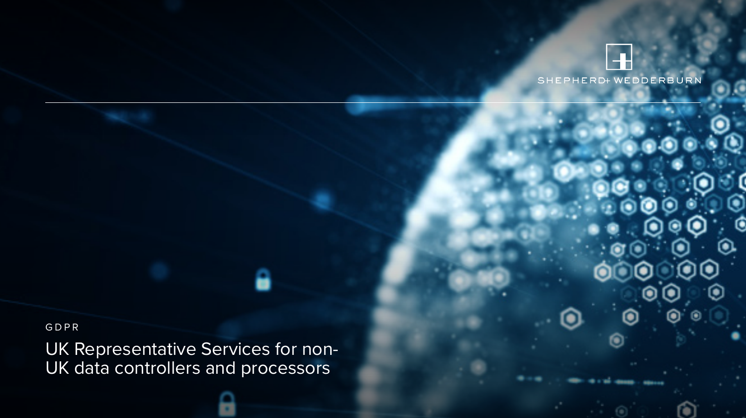SHEPHERD+ WEDDERBURN

GDPR

# UK Representative Services for non-UK data controllers and processors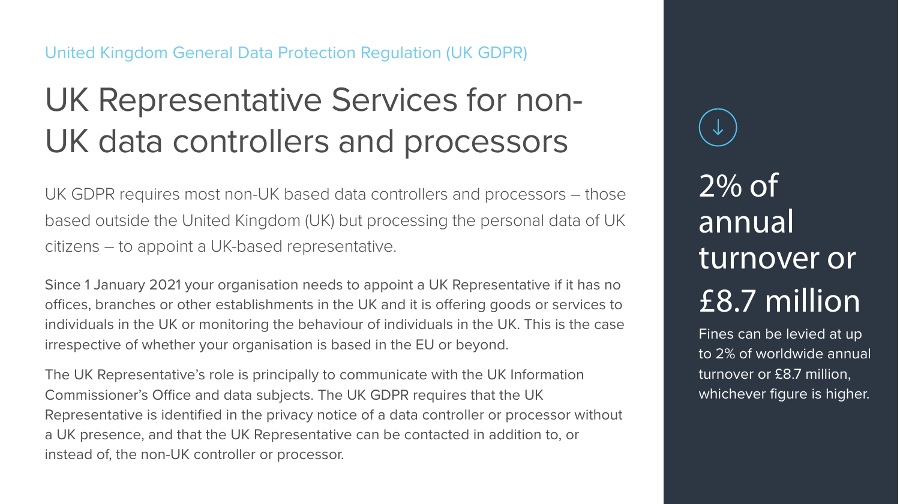United Kingdom General Data Protection Regulation (UK GDPR)

# UK Representative Services for non-UK data controllers and processors

UK GDPR requires most non-UK based data controllers and processors – those based outside the United Kingdom (UK) but processing the personal data of UK citizens – to appoint a UK-based representative.

Since 1 January 2021 your organisation needs to appoint a UK Representative if it has no offices, branches or other establishments in the UK and it is offering goods or services to individuals in the UK or monitoring the behaviour of individuals in the UK. This is the case irrespective of whether your organisation is based in the EU or beyond.

The UK Representative's role is principally to communicate with the UK Information Commissioner's Office and data subjects. The UK GDPR requires that the UK Representative is identified in the privacy notice of a data controller or processor without a UK presence, and that the UK Representative can be contacted in addition to, or instead of, the non-UK controller or processor.

## 2% of annual turnover or £8.7 million

Fines can be levied at up to 2% of worldwide annual turnover or £8.7 million, whichever figure is higher.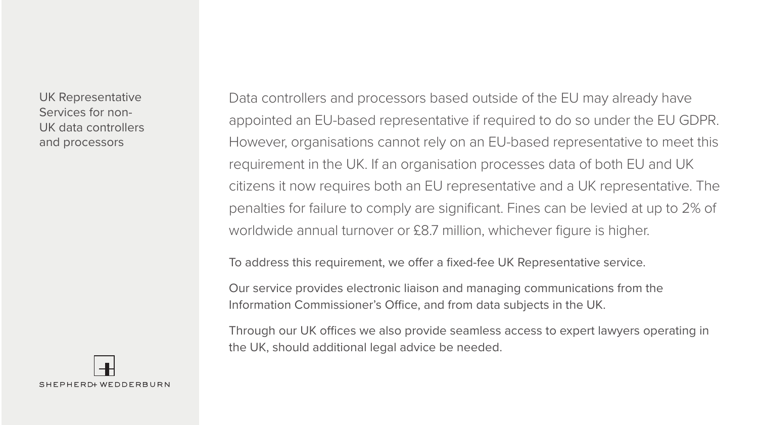UK Representative Services for non-UK data controllers and processors

Data controllers and processors based outside of the EU may already have appointed an EU-based representative if required to do so under the EU GDPR. However, organisations cannot rely on an EU-based representative to meet this requirement in the UK. If an organisation processes data of both EU and UK citizens it now requires both an EU representative and a UK representative. The penalties for failure to comply are significant. Fines can be levied at up to 2% of worldwide annual turnover or £8.7 million, whichever figure is higher.

To address this requirement, we offer a fixed-fee UK Representative service.

Our service provides electronic liaison and managing communications from the Information Commissioner's Office, and from data subjects in the UK.

Through our UK offices we also provide seamless access to expert lawyers operating in the UK, should additional legal advice be needed.

SHEPHERD+ WEDDERBURN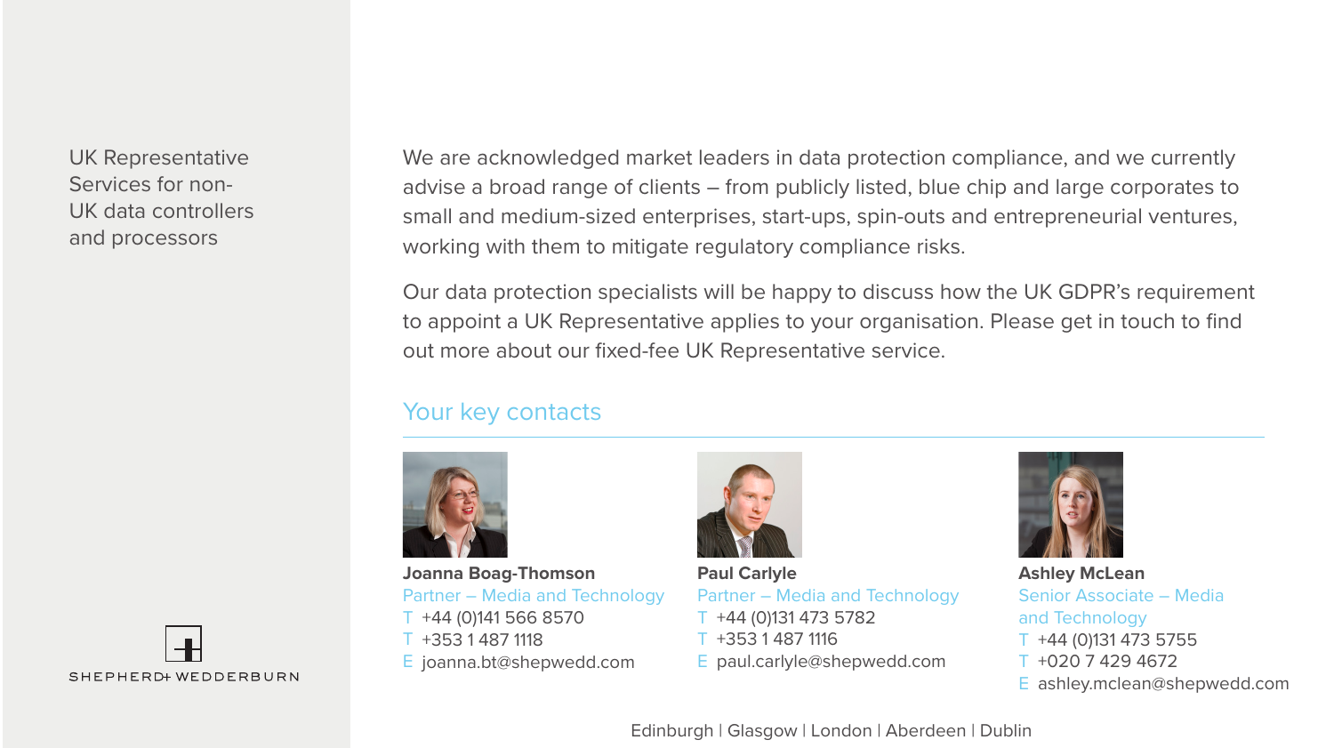UK Representative Services for non-UK data controllers and processors

We are acknowledged market leaders in data protection compliance, and we currently advise a broad range of clients – from publicly listed, blue chip and large corporates to small and medium-sized enterprises, start-ups, spin-outs and entrepreneurial ventures, working with them to mitigate regulatory compliance risks.

Our data protection specialists will be happy to discuss how the UK GDPR's requirement to appoint a UK Representative applies to your organisation. Please get in touch to find out more about our fixed-fee UK Representative service.

## Your key contacts

**Joanna Boag-Thomson**
Partner – Media and Technology
T +44 (0)141 566 8570
T +353 1 487 1118
E joanna.bt@shepwedd.com

**Paul Carlyle**
Partner – Media and Technology
T +44 (0)131 473 5782
T +353 1 487 1116
E paul.carlyle@shepwedd.com

**Ashley McLean**
Senior Associate – Media and Technology
T +44 (0)131 473 5755
T +020 7 429 4672
E ashley.mclean@shepwedd.com

SHEPHERD+ WEDDERBURN

Edinburgh | Glasgow | London | Aberdeen | Dublin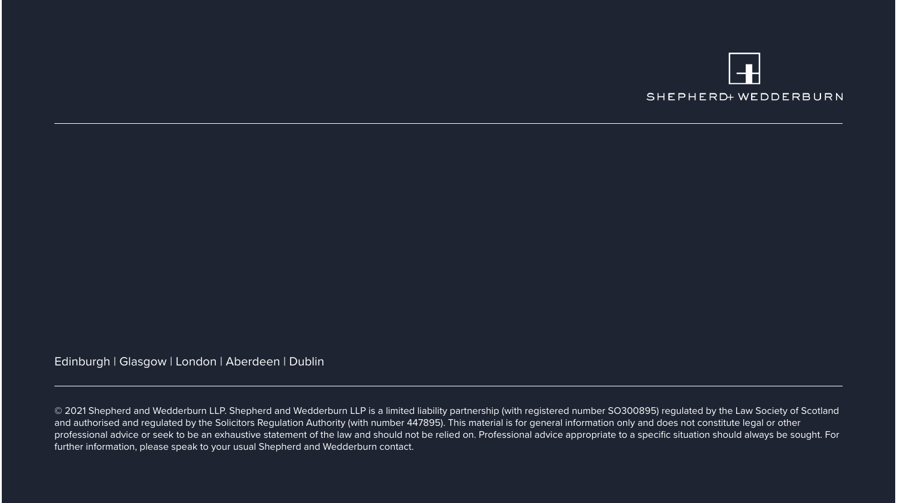SHEPHERD+ WEDDERBURN

Edinburgh | Glasgow | London | Aberdeen | Dublin

© 2021 Shepherd and Wedderburn LLP. Shepherd and Wedderburn LLP is a limited liability partnership (with registered number SO300895) regulated by the Law Society of Scotland and authorised and regulated by the Solicitors Regulation Authority (with number 447895). This material is for general information only and does not constitute legal or other professional advice or seek to be an exhaustive statement of the law and should not be relied on. Professional advice appropriate to a specific situation should always be sought. For further information, please speak to your usual Shepherd and Wedderburn contact.